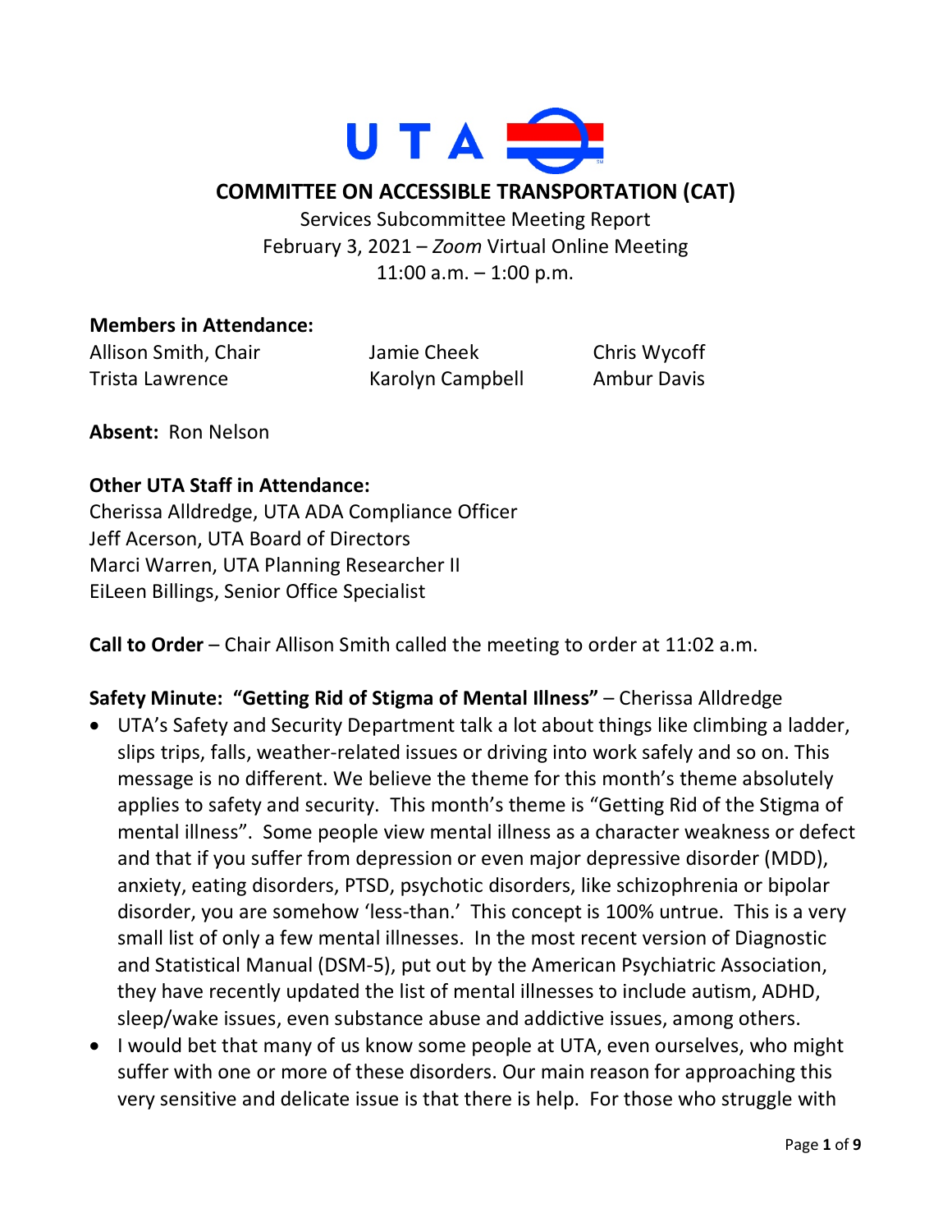UTA

# COMMITTEE ON ACCESSIBLE TRANSPORTATION (CAT)

Services Subcommittee Meeting Report
February 3, 2021 – *Zoom* Virtual Online Meeting
11:00 a.m. – 1:00 p.m.

**Members in Attendance:**

Allison Smith, Chair
Trista Lawrence
Jamie Cheek
Karolyn Campbell
Chris Wycoff
Ambur Davis

**Absent:** Ron Nelson

**Other UTA Staff in Attendance:**
Cherissa Alldredge, UTA ADA Compliance Officer
Jeff Acerson, UTA Board of Directors
Marci Warren, UTA Planning Researcher II
EiLeen Billings, Senior Office Specialist

**Call to Order** – Chair Allison Smith called the meeting to order at 11:02 a.m.

**Safety Minute: "Getting Rid of Stigma of Mental Illness"** – Cherissa Alldredge

- UTA's Safety and Security Department talk a lot about things like climbing a ladder, slips trips, falls, weather-related issues or driving into work safely and so on. This message is no different. We believe the theme for this month's theme absolutely applies to safety and security. This month's theme is "Getting Rid of the Stigma of mental illness". Some people view mental illness as a character weakness or defect and that if you suffer from depression or even major depressive disorder (MDD), anxiety, eating disorders, PTSD, psychotic disorders, like schizophrenia or bipolar disorder, you are somehow 'less-than.' This concept is 100% untrue. This is a very small list of only a few mental illnesses. In the most recent version of Diagnostic and Statistical Manual (DSM-5), put out by the American Psychiatric Association, they have recently updated the list of mental illnesses to include autism, ADHD, sleep/wake issues, even substance abuse and addictive issues, among others.
- I would bet that many of us know some people at UTA, even ourselves, who might suffer with one or more of these disorders. Our main reason for approaching this very sensitive and delicate issue is that there is help. For those who struggle with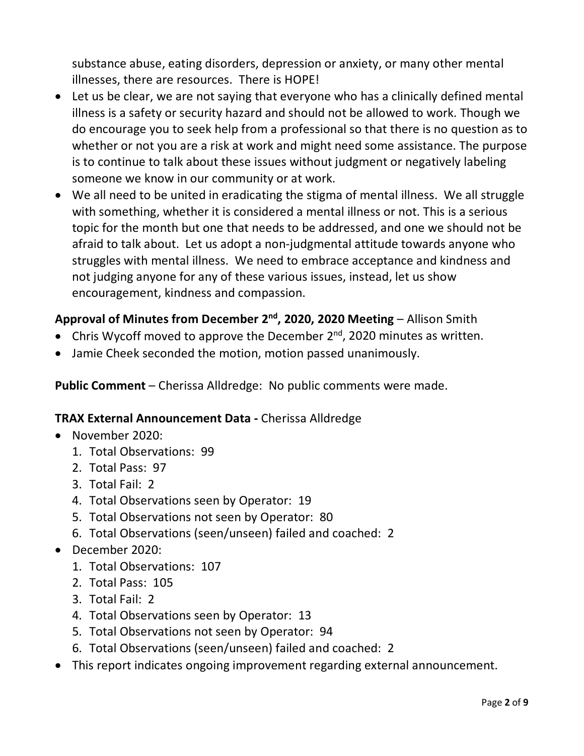substance abuse, eating disorders, depression or anxiety, or many other mental illnesses, there are resources. There is HOPE!

- Let us be clear, we are not saying that everyone who has a clinically defined mental illness is a safety or security hazard and should not be allowed to work. Though we do encourage you to seek help from a professional so that there is no question as to whether or not you are a risk at work and might need some assistance. The purpose is to continue to talk about these issues without judgment or negatively labeling someone we know in our community or at work.
- We all need to be united in eradicating the stigma of mental illness. We all struggle with something, whether it is considered a mental illness or not. This is a serious topic for the month but one that needs to be addressed, and one we should not be afraid to talk about. Let us adopt a non-judgmental attitude towards anyone who struggles with mental illness. We need to embrace acceptance and kindness and not judging anyone for any of these various issues, instead, let us show encouragement, kindness and compassion.

**Approval of Minutes from December 2nd, 2020, 2020 Meeting** – Allison Smith

- Chris Wycoff moved to approve the December 2nd, 2020 minutes as written.
- Jamie Cheek seconded the motion, motion passed unanimously.

**Public Comment** – Cherissa Alldredge: No public comments were made.

**TRAX External Announcement Data -** Cherissa Alldredge

- November 2020:
  1. Total Observations: 99
  2. Total Pass: 97
  3. Total Fail: 2
  4. Total Observations seen by Operator: 19
  5. Total Observations not seen by Operator: 80
  6. Total Observations (seen/unseen) failed and coached: 2
- December 2020:
  1. Total Observations: 107
  2. Total Pass: 105
  3. Total Fail: 2
  4. Total Observations seen by Operator: 13
  5. Total Observations not seen by Operator: 94
  6. Total Observations (seen/unseen) failed and coached: 2
- This report indicates ongoing improvement regarding external announcement.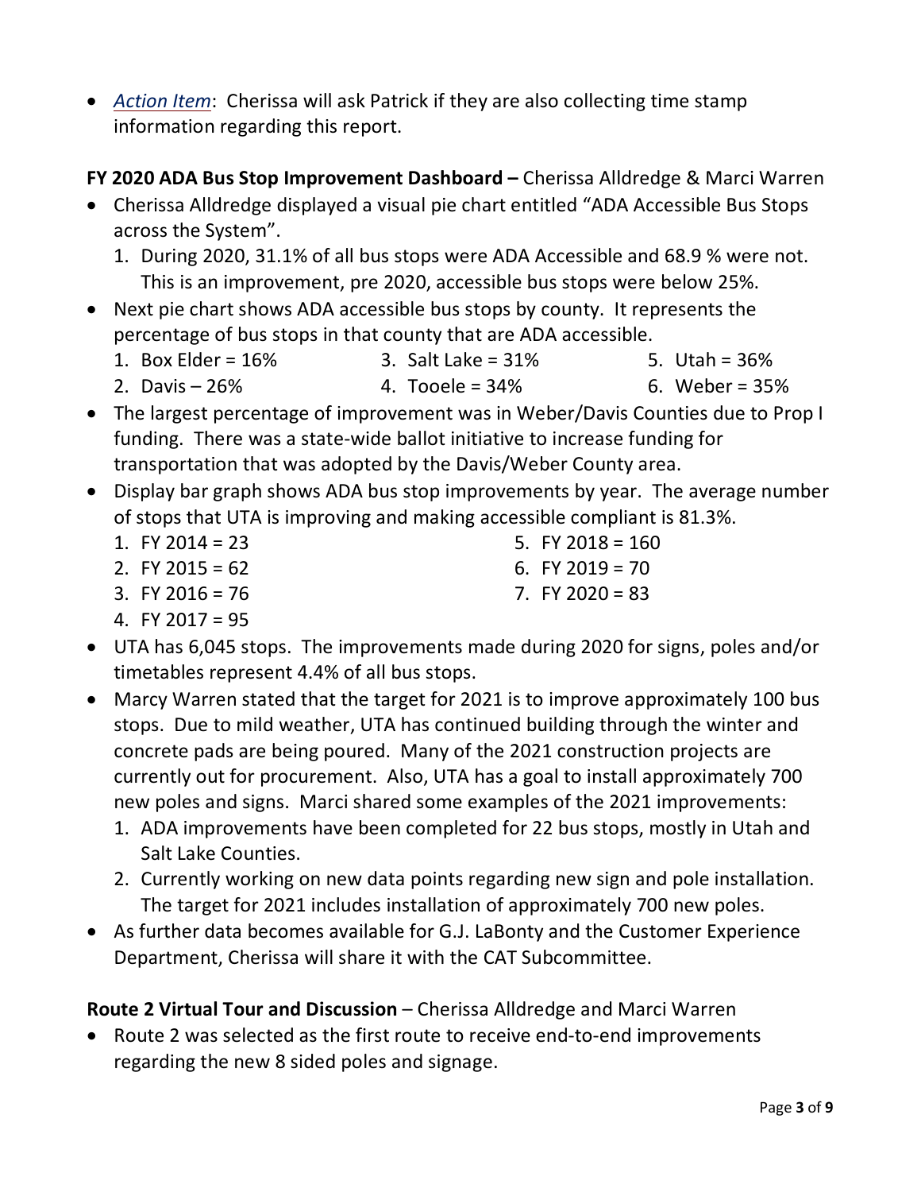- *Action Item*: Cherissa will ask Patrick if they are also collecting time stamp information regarding this report.

**FY 2020 ADA Bus Stop Improvement Dashboard –** Cherissa Alldredge & Marci Warren

- Cherissa Alldredge displayed a visual pie chart entitled "ADA Accessible Bus Stops across the System".
  1. During 2020, 31.1% of all bus stops were ADA Accessible and 68.9 % were not. This is an improvement, pre 2020, accessible bus stops were below 25%.
- Next pie chart shows ADA accessible bus stops by county. It represents the percentage of bus stops in that county that are ADA accessible.
  1. Box Elder = 16%
  2. Davis – 26%
  3. Salt Lake = 31%
  4. Tooele = 34%
  5. Utah = 36%
  6. Weber = 35%
- The largest percentage of improvement was in Weber/Davis Counties due to Prop I funding. There was a state-wide ballot initiative to increase funding for transportation that was adopted by the Davis/Weber County area.
- Display bar graph shows ADA bus stop improvements by year. The average number of stops that UTA is improving and making accessible compliant is 81.3%.
  1. FY 2014 = 23
  2. FY 2015 = 62
  3. FY 2016 = 76
  4. FY 2017 = 95
  5. FY 2018 = 160
  6. FY 2019 = 70
  7. FY 2020 = 83
- UTA has 6,045 stops. The improvements made during 2020 for signs, poles and/or timetables represent 4.4% of all bus stops.
- Marcy Warren stated that the target for 2021 is to improve approximately 100 bus stops. Due to mild weather, UTA has continued building through the winter and concrete pads are being poured. Many of the 2021 construction projects are currently out for procurement. Also, UTA has a goal to install approximately 700 new poles and signs. Marci shared some examples of the 2021 improvements:
  1. ADA improvements have been completed for 22 bus stops, mostly in Utah and Salt Lake Counties.
  2. Currently working on new data points regarding new sign and pole installation. The target for 2021 includes installation of approximately 700 new poles.
- As further data becomes available for G.J. LaBonty and the Customer Experience Department, Cherissa will share it with the CAT Subcommittee.

**Route 2 Virtual Tour and Discussion** – Cherissa Alldredge and Marci Warren

- Route 2 was selected as the first route to receive end-to-end improvements regarding the new 8 sided poles and signage.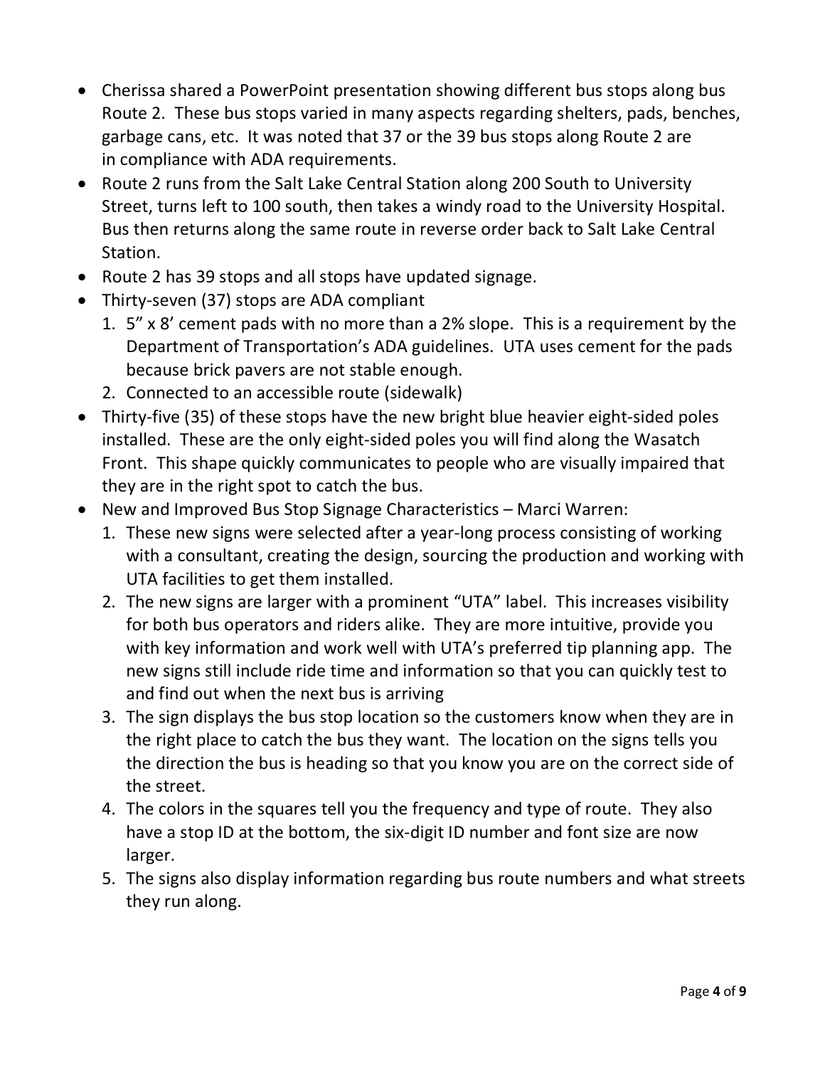- Cherissa shared a PowerPoint presentation showing different bus stops along bus Route 2. These bus stops varied in many aspects regarding shelters, pads, benches, garbage cans, etc. It was noted that 37 or the 39 bus stops along Route 2 are in compliance with ADA requirements.
- Route 2 runs from the Salt Lake Central Station along 200 South to University Street, turns left to 100 south, then takes a windy road to the University Hospital. Bus then returns along the same route in reverse order back to Salt Lake Central Station.
- Route 2 has 39 stops and all stops have updated signage.
- Thirty-seven (37) stops are ADA compliant
  1. 5" x 8' cement pads with no more than a 2% slope. This is a requirement by the Department of Transportation's ADA guidelines. UTA uses cement for the pads because brick pavers are not stable enough.
  2. Connected to an accessible route (sidewalk)
- Thirty-five (35) of these stops have the new bright blue heavier eight-sided poles installed. These are the only eight-sided poles you will find along the Wasatch Front. This shape quickly communicates to people who are visually impaired that they are in the right spot to catch the bus.
- New and Improved Bus Stop Signage Characteristics – Marci Warren:
  1. These new signs were selected after a year-long process consisting of working with a consultant, creating the design, sourcing the production and working with UTA facilities to get them installed.
  2. The new signs are larger with a prominent "UTA" label. This increases visibility for both bus operators and riders alike. They are more intuitive, provide you with key information and work well with UTA's preferred tip planning app. The new signs still include ride time and information so that you can quickly test to and find out when the next bus is arriving
  3. The sign displays the bus stop location so the customers know when they are in the right place to catch the bus they want. The location on the signs tells you the direction the bus is heading so that you know you are on the correct side of the street.
  4. The colors in the squares tell you the frequency and type of route. They also have a stop ID at the bottom, the six-digit ID number and font size are now larger.
  5. The signs also display information regarding bus route numbers and what streets they run along.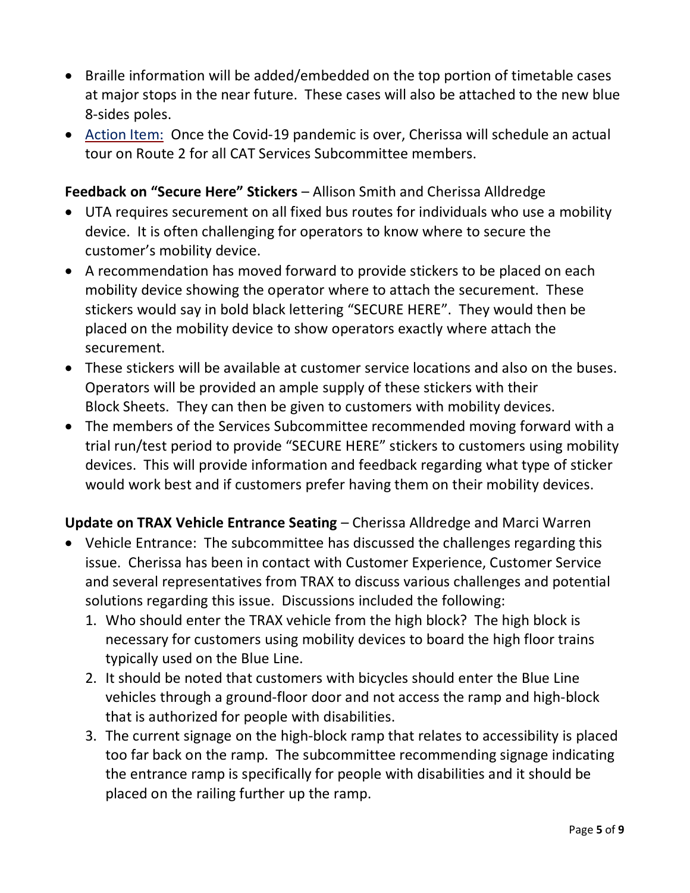- Braille information will be added/embedded on the top portion of timetable cases at major stops in the near future. These cases will also be attached to the new blue 8-sides poles.
- Action Item: Once the Covid-19 pandemic is over, Cherissa will schedule an actual tour on Route 2 for all CAT Services Subcommittee members.

**Feedback on "Secure Here" Stickers** – Allison Smith and Cherissa Alldredge

- UTA requires securement on all fixed bus routes for individuals who use a mobility device. It is often challenging for operators to know where to secure the customer's mobility device.
- A recommendation has moved forward to provide stickers to be placed on each mobility device showing the operator where to attach the securement. These stickers would say in bold black lettering "SECURE HERE". They would then be placed on the mobility device to show operators exactly where attach the securement.
- These stickers will be available at customer service locations and also on the buses. Operators will be provided an ample supply of these stickers with their Block Sheets. They can then be given to customers with mobility devices.
- The members of the Services Subcommittee recommended moving forward with a trial run/test period to provide "SECURE HERE" stickers to customers using mobility devices. This will provide information and feedback regarding what type of sticker would work best and if customers prefer having them on their mobility devices.

**Update on TRAX Vehicle Entrance Seating** – Cherissa Alldredge and Marci Warren

- Vehicle Entrance: The subcommittee has discussed the challenges regarding this issue. Cherissa has been in contact with Customer Experience, Customer Service and several representatives from TRAX to discuss various challenges and potential solutions regarding this issue. Discussions included the following:
  1. Who should enter the TRAX vehicle from the high block? The high block is necessary for customers using mobility devices to board the high floor trains typically used on the Blue Line.
  2. It should be noted that customers with bicycles should enter the Blue Line vehicles through a ground-floor door and not access the ramp and high-block that is authorized for people with disabilities.
  3. The current signage on the high-block ramp that relates to accessibility is placed too far back on the ramp. The subcommittee recommending signage indicating the entrance ramp is specifically for people with disabilities and it should be placed on the railing further up the ramp.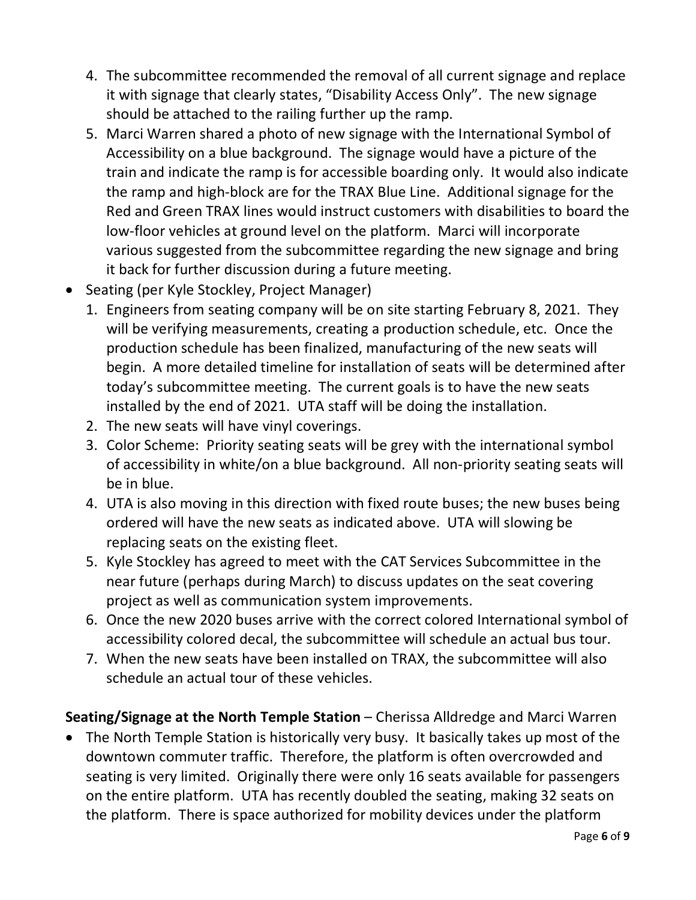4. The subcommittee recommended the removal of all current signage and replace it with signage that clearly states, "Disability Access Only". The new signage should be attached to the railing further up the ramp.
5. Marci Warren shared a photo of new signage with the International Symbol of Accessibility on a blue background. The signage would have a picture of the train and indicate the ramp is for accessible boarding only. It would also indicate the ramp and high-block are for the TRAX Blue Line. Additional signage for the Red and Green TRAX lines would instruct customers with disabilities to board the low-floor vehicles at ground level on the platform. Marci will incorporate various suggested from the subcommittee regarding the new signage and bring it back for further discussion during a future meeting.

- Seating (per Kyle Stockley, Project Manager)
  1. Engineers from seating company will be on site starting February 8, 2021. They will be verifying measurements, creating a production schedule, etc. Once the production schedule has been finalized, manufacturing of the new seats will begin. A more detailed timeline for installation of seats will be determined after today's subcommittee meeting. The current goals is to have the new seats installed by the end of 2021. UTA staff will be doing the installation.
  2. The new seats will have vinyl coverings.
  3. Color Scheme: Priority seating seats will be grey with the international symbol of accessibility in white/on a blue background. All non-priority seating seats will be in blue.
  4. UTA is also moving in this direction with fixed route buses; the new buses being ordered will have the new seats as indicated above. UTA will slowing be replacing seats on the existing fleet.
  5. Kyle Stockley has agreed to meet with the CAT Services Subcommittee in the near future (perhaps during March) to discuss updates on the seat covering project as well as communication system improvements.
  6. Once the new 2020 buses arrive with the correct colored International symbol of accessibility colored decal, the subcommittee will schedule an actual bus tour.
  7. When the new seats have been installed on TRAX, the subcommittee will also schedule an actual tour of these vehicles.

**Seating/Signage at the North Temple Station** – Cherissa Alldredge and Marci Warren

- The North Temple Station is historically very busy. It basically takes up most of the downtown commuter traffic. Therefore, the platform is often overcrowded and seating is very limited. Originally there were only 16 seats available for passengers on the entire platform. UTA has recently doubled the seating, making 32 seats on the platform. There is space authorized for mobility devices under the platform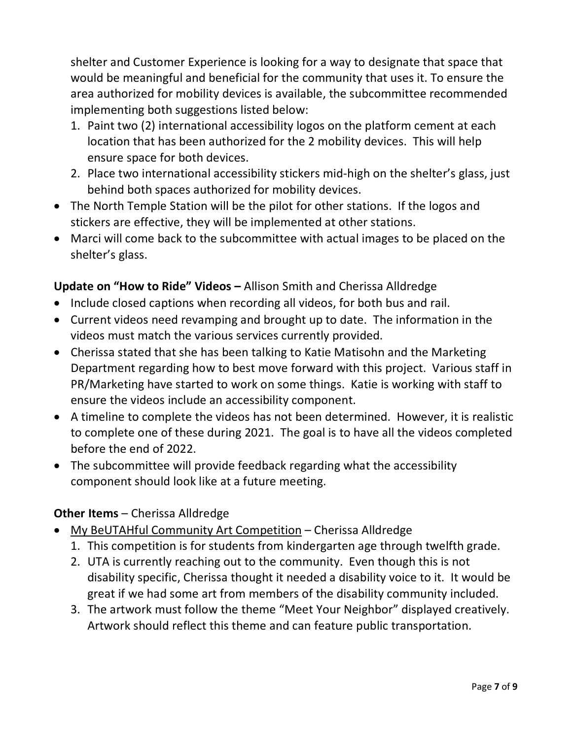shelter and Customer Experience is looking for a way to designate that space that would be meaningful and beneficial for the community that uses it. To ensure the area authorized for mobility devices is available, the subcommittee recommended implementing both suggestions listed below:

1. Paint two (2) international accessibility logos on the platform cement at each location that has been authorized for the 2 mobility devices. This will help ensure space for both devices.
2. Place two international accessibility stickers mid-high on the shelter's glass, just behind both spaces authorized for mobility devices.

- The North Temple Station will be the pilot for other stations. If the logos and stickers are effective, they will be implemented at other stations.
- Marci will come back to the subcommittee with actual images to be placed on the shelter's glass.

**Update on "How to Ride" Videos –** Allison Smith and Cherissa Alldredge

- Include closed captions when recording all videos, for both bus and rail.
- Current videos need revamping and brought up to date. The information in the videos must match the various services currently provided.
- Cherissa stated that she has been talking to Katie Matisohn and the Marketing Department regarding how to best move forward with this project. Various staff in PR/Marketing have started to work on some things. Katie is working with staff to ensure the videos include an accessibility component.
- A timeline to complete the videos has not been determined. However, it is realistic to complete one of these during 2021. The goal is to have all the videos completed before the end of 2022.
- The subcommittee will provide feedback regarding what the accessibility component should look like at a future meeting.

**Other Items** – Cherissa Alldredge

- <u>My BeUTAHful Community Art Competition</u> – Cherissa Alldredge
  1. This competition is for students from kindergarten age through twelfth grade.
  2. UTA is currently reaching out to the community. Even though this is not disability specific, Cherissa thought it needed a disability voice to it. It would be great if we had some art from members of the disability community included.
  3. The artwork must follow the theme "Meet Your Neighbor" displayed creatively. Artwork should reflect this theme and can feature public transportation.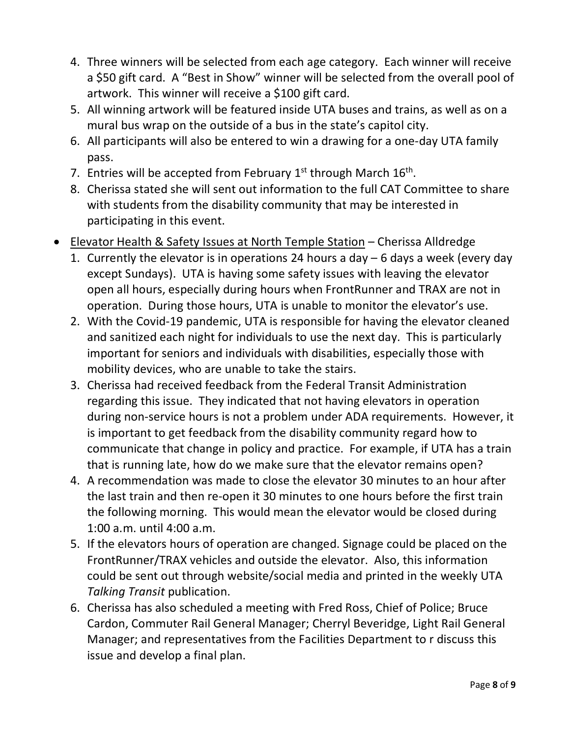4. Three winners will be selected from each age category. Each winner will receive a $50 gift card. A "Best in Show" winner will be selected from the overall pool of artwork. This winner will receive a $100 gift card.
5. All winning artwork will be featured inside UTA buses and trains, as well as on a mural bus wrap on the outside of a bus in the state's capitol city.
6. All participants will also be entered to win a drawing for a one-day UTA family pass.
7. Entries will be accepted from February 1st through March 16th.
8. Cherissa stated she will sent out information to the full CAT Committee to share with students from the disability community that may be interested in participating in this event.

- <u>Elevator Health & Safety Issues at North Temple Station</u> – Cherissa Alldredge
  1. Currently the elevator is in operations 24 hours a day – 6 days a week (every day except Sundays). UTA is having some safety issues with leaving the elevator open all hours, especially during hours when FrontRunner and TRAX are not in operation. During those hours, UTA is unable to monitor the elevator's use.
  2. With the Covid-19 pandemic, UTA is responsible for having the elevator cleaned and sanitized each night for individuals to use the next day. This is particularly important for seniors and individuals with disabilities, especially those with mobility devices, who are unable to take the stairs.
  3. Cherissa had received feedback from the Federal Transit Administration regarding this issue. They indicated that not having elevators in operation during non-service hours is not a problem under ADA requirements. However, it is important to get feedback from the disability community regard how to communicate that change in policy and practice. For example, if UTA has a train that is running late, how do we make sure that the elevator remains open?
  4. A recommendation was made to close the elevator 30 minutes to an hour after the last train and then re-open it 30 minutes to one hours before the first train the following morning. This would mean the elevator would be closed during 1:00 a.m. until 4:00 a.m.
  5. If the elevators hours of operation are changed. Signage could be placed on the FrontRunner/TRAX vehicles and outside the elevator. Also, this information could be sent out through website/social media and printed in the weekly UTA *Talking Transit* publication.
  6. Cherissa has also scheduled a meeting with Fred Ross, Chief of Police; Bruce Cardon, Commuter Rail General Manager; Cherryl Beveridge, Light Rail General Manager; and representatives from the Facilities Department to r discuss this issue and develop a final plan.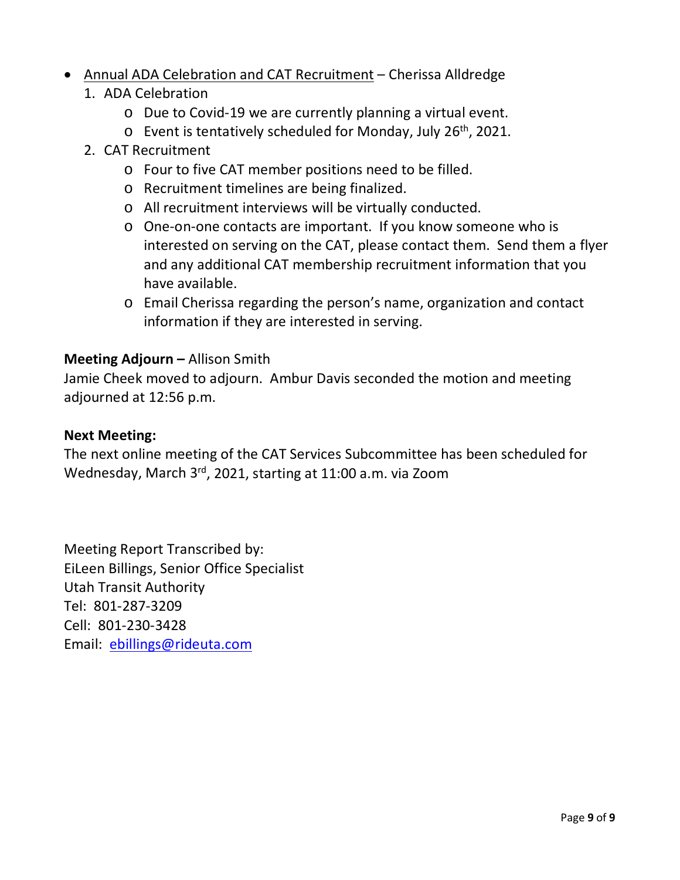- Annual ADA Celebration and CAT Recruitment – Cherissa Alldredge
  1. ADA Celebration
     - Due to Covid-19 we are currently planning a virtual event.
     - Event is tentatively scheduled for Monday, July 26th, 2021.
  2. CAT Recruitment
     - Four to five CAT member positions need to be filled.
     - Recruitment timelines are being finalized.
     - All recruitment interviews will be virtually conducted.
     - One-on-one contacts are important. If you know someone who is interested on serving on the CAT, please contact them. Send them a flyer and any additional CAT membership recruitment information that you have available.
     - Email Cherissa regarding the person's name, organization and contact information if they are interested in serving.

**Meeting Adjourn –** Allison Smith

Jamie Cheek moved to adjourn. Ambur Davis seconded the motion and meeting adjourned at 12:56 p.m.

**Next Meeting:**

The next online meeting of the CAT Services Subcommittee has been scheduled for Wednesday, March 3rd, 2021, starting at 11:00 a.m. via Zoom

Meeting Report Transcribed by:
EiLeen Billings, Senior Office Specialist
Utah Transit Authority
Tel: 801-287-3209
Cell: 801-230-3428
Email: ebillings@rideuta.com